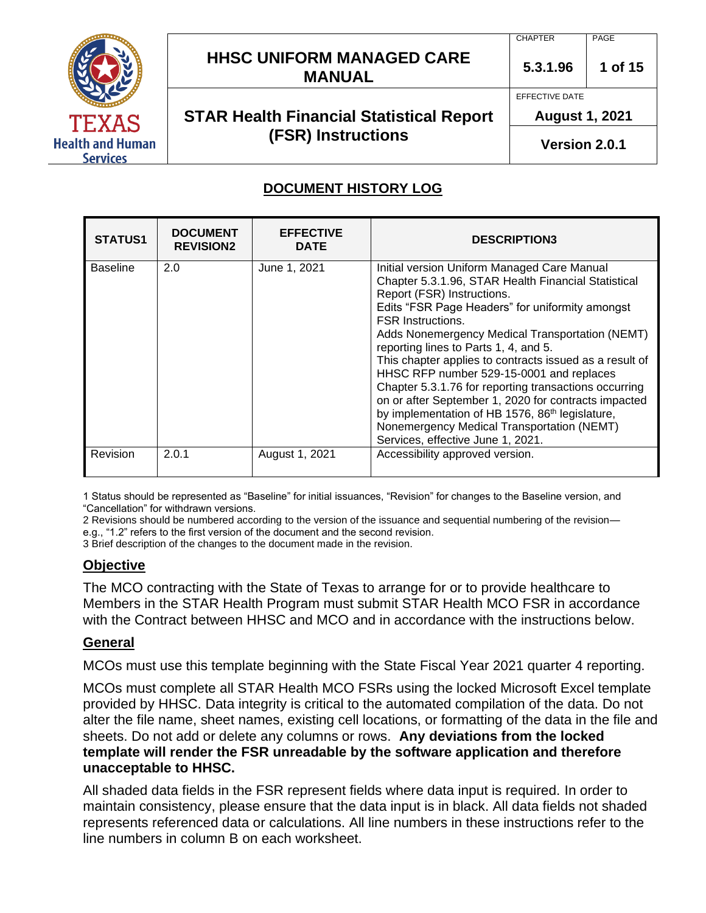# DOCUMENT HISTORY LOG

| STATUS1 | DOCUMENT REVISION2 | EFFECTIVE DATE | DESCRIPTION3 |
|---|---|---|---|
| Baseline | 2.0 | June 1, 2021 | Initial version Uniform Managed Care Manual Chapter 5.3.1.96, STAR Health Financial Statistical Report (FSR) Instructions. Edits "FSR Page Headers" for uniformity amongst FSR Instructions. Adds Nonemergency Medical Transportation (NEMT) reporting lines to Parts 1, 4, and 5. This chapter applies to contracts issued as a result of HHSC RFP number 529-15-0001 and replaces Chapter 5.3.1.76 for reporting transactions occurring on or after September 1, 2020 for contracts impacted by implementation of HB 1576, 86th legislature, Nonemergency Medical Transportation (NEMT) Services, effective June 1, 2021. |
| Revision | 2.0.1 | August 1, 2021 | Accessibility approved version. |

1 Status should be represented as "Baseline" for initial issuances, "Revision" for changes to the Baseline version, and "Cancellation" for withdrawn versions.
2 Revisions should be numbered according to the version of the issuance and sequential numbering of the revision—e.g., "1.2" refers to the first version of the document and the second revision.
3 Brief description of the changes to the document made in the revision.

## Objective

The MCO contracting with the State of Texas to arrange for or to provide healthcare to Members in the STAR Health Program must submit STAR Health MCO FSR in accordance with the Contract between HHSC and MCO and in accordance with the instructions below.

## General

MCOs must use this template beginning with the State Fiscal Year 2021 quarter 4 reporting.

MCOs must complete all STAR Health MCO FSRs using the locked Microsoft Excel template provided by HHSC. Data integrity is critical to the automated compilation of the data. Do not alter the file name, sheet names, existing cell locations, or formatting of the data in the file and sheets. Do not add or delete any columns or rows. **Any deviations from the locked template will render the FSR unreadable by the software application and therefore unacceptable to HHSC.**

All shaded data fields in the FSR represent fields where data input is required. In order to maintain consistency, please ensure that the data input is in black. All data fields not shaded represents referenced data or calculations. All line numbers in these instructions refer to the line numbers in column B on each worksheet.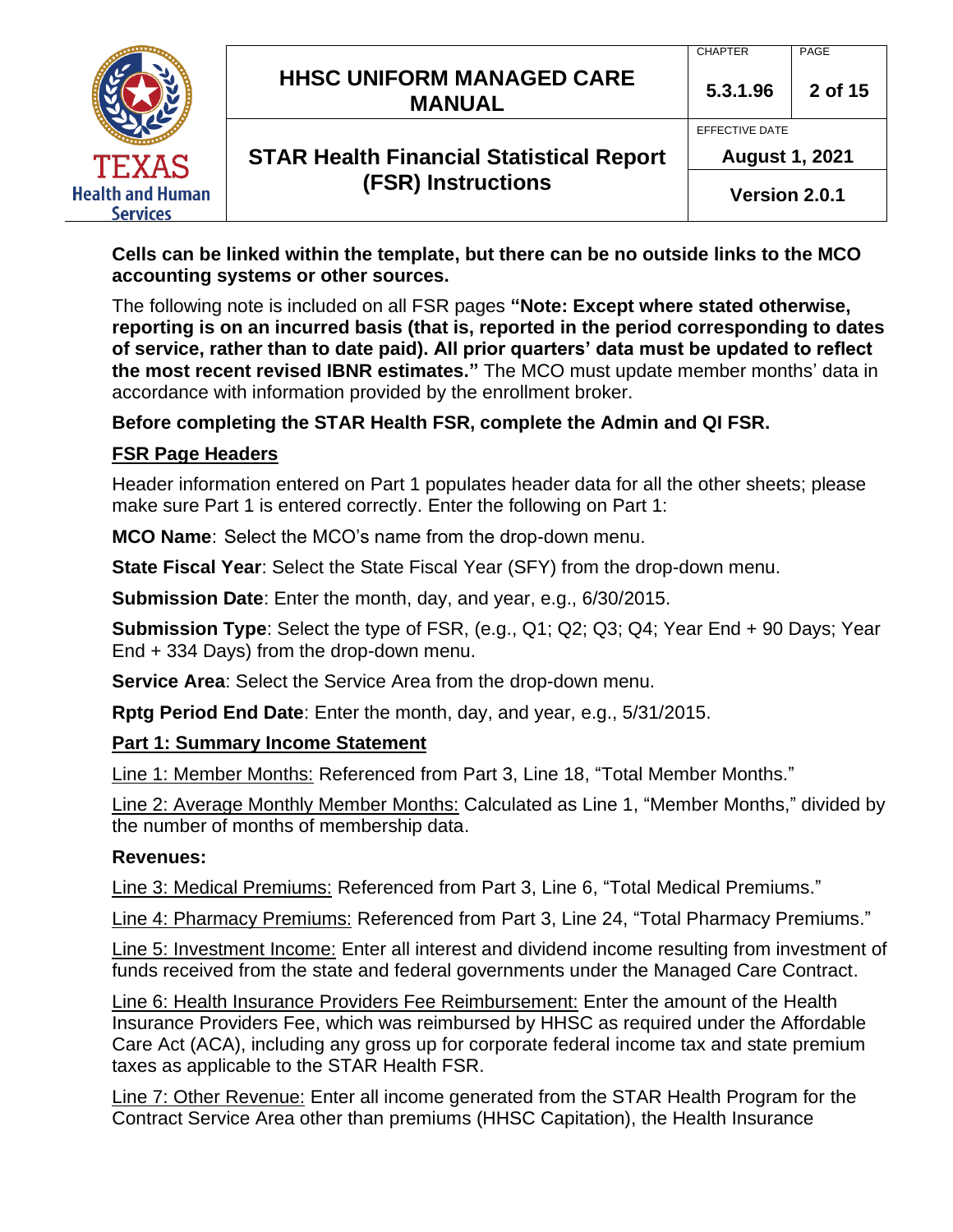**Cells can be linked within the template, but there can be no outside links to the MCO accounting systems or other sources.**

The following note is included on all FSR pages **"Note: Except where stated otherwise, reporting is on an incurred basis (that is, reported in the period corresponding to dates of service, rather than to date paid). All prior quarters' data must be updated to reflect the most recent revised IBNR estimates."** The MCO must update member months' data in accordance with information provided by the enrollment broker.

**Before completing the STAR Health FSR, complete the Admin and QI FSR.**

## FSR Page Headers

Header information entered on Part 1 populates header data for all the other sheets; please make sure Part 1 is entered correctly. Enter the following on Part 1:

**MCO Name**: Select the MCO's name from the drop-down menu.

**State Fiscal Year**: Select the State Fiscal Year (SFY) from the drop-down menu.

**Submission Date**: Enter the month, day, and year, e.g., 6/30/2015.

**Submission Type**: Select the type of FSR, (e.g., Q1; Q2; Q3; Q4; Year End + 90 Days; Year End + 334 Days) from the drop-down menu.

**Service Area**: Select the Service Area from the drop-down menu.

**Rptg Period End Date**: Enter the month, day, and year, e.g., 5/31/2015.

## Part 1: Summary Income Statement

Line 1: Member Months: Referenced from Part 3, Line 18, "Total Member Months."

Line 2: Average Monthly Member Months: Calculated as Line 1, "Member Months," divided by the number of months of membership data.

**Revenues:**

Line 3: Medical Premiums: Referenced from Part 3, Line 6, "Total Medical Premiums."

Line 4: Pharmacy Premiums: Referenced from Part 3, Line 24, "Total Pharmacy Premiums."

Line 5: Investment Income: Enter all interest and dividend income resulting from investment of funds received from the state and federal governments under the Managed Care Contract.

Line 6: Health Insurance Providers Fee Reimbursement: Enter the amount of the Health Insurance Providers Fee, which was reimbursed by HHSC as required under the Affordable Care Act (ACA), including any gross up for corporate federal income tax and state premium taxes as applicable to the STAR Health FSR.

Line 7: Other Revenue: Enter all income generated from the STAR Health Program for the Contract Service Area other than premiums (HHSC Capitation), the Health Insurance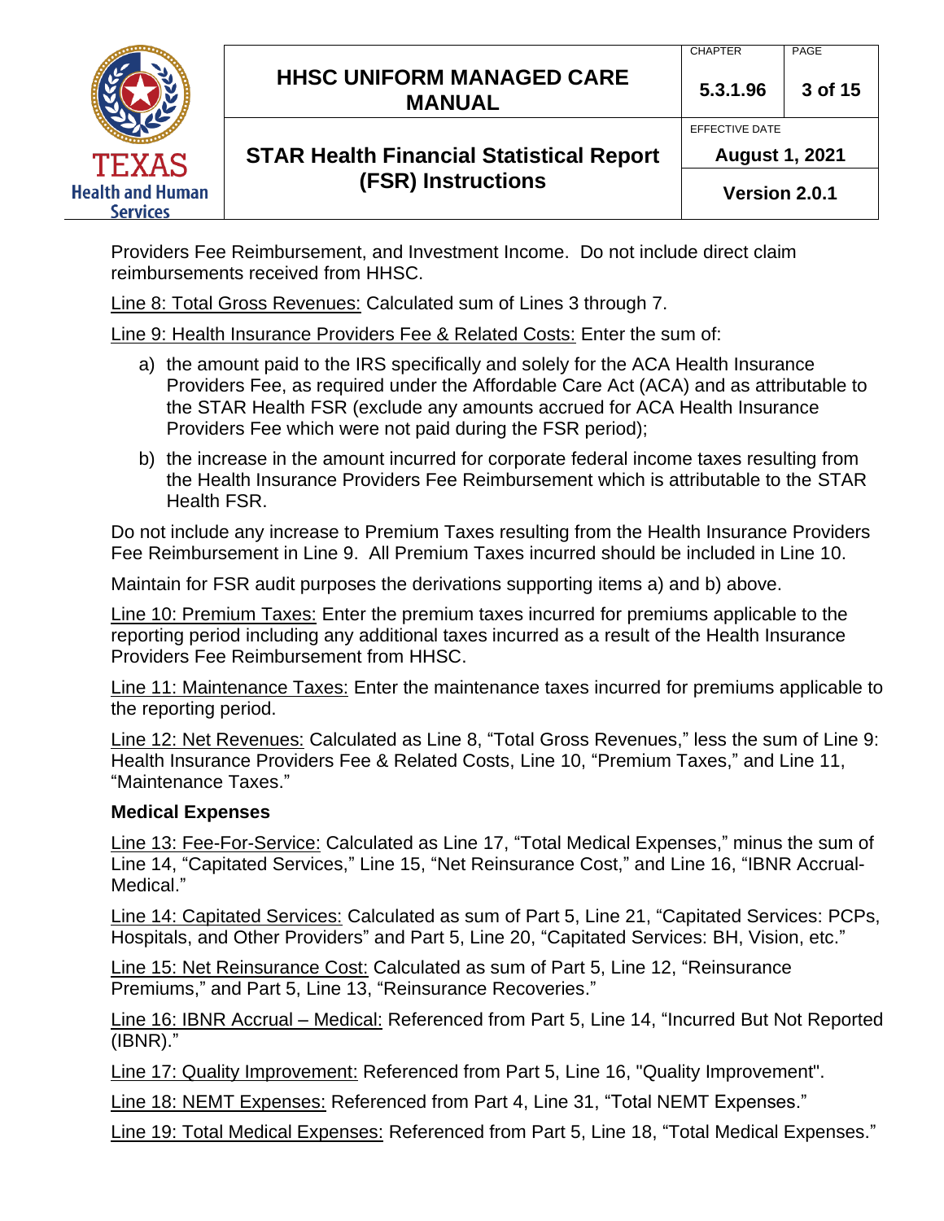Providers Fee Reimbursement, and Investment Income. Do not include direct claim reimbursements received from HHSC.

Line 8: Total Gross Revenues: Calculated sum of Lines 3 through 7.

Line 9: Health Insurance Providers Fee & Related Costs: Enter the sum of:

a) the amount paid to the IRS specifically and solely for the ACA Health Insurance Providers Fee, as required under the Affordable Care Act (ACA) and as attributable to the STAR Health FSR (exclude any amounts accrued for ACA Health Insurance Providers Fee which were not paid during the FSR period);

b) the increase in the amount incurred for corporate federal income taxes resulting from the Health Insurance Providers Fee Reimbursement which is attributable to the STAR Health FSR.

Do not include any increase to Premium Taxes resulting from the Health Insurance Providers Fee Reimbursement in Line 9. All Premium Taxes incurred should be included in Line 10.

Maintain for FSR audit purposes the derivations supporting items a) and b) above.

Line 10: Premium Taxes: Enter the premium taxes incurred for premiums applicable to the reporting period including any additional taxes incurred as a result of the Health Insurance Providers Fee Reimbursement from HHSC.

Line 11: Maintenance Taxes: Enter the maintenance taxes incurred for premiums applicable to the reporting period.

Line 12: Net Revenues: Calculated as Line 8, "Total Gross Revenues," less the sum of Line 9: Health Insurance Providers Fee & Related Costs, Line 10, "Premium Taxes," and Line 11, "Maintenance Taxes."

**Medical Expenses**

Line 13: Fee-For-Service: Calculated as Line 17, "Total Medical Expenses," minus the sum of Line 14, "Capitated Services," Line 15, "Net Reinsurance Cost," and Line 16, "IBNR Accrual-Medical."

Line 14: Capitated Services: Calculated as sum of Part 5, Line 21, "Capitated Services: PCPs, Hospitals, and Other Providers" and Part 5, Line 20, "Capitated Services: BH, Vision, etc."

Line 15: Net Reinsurance Cost: Calculated as sum of Part 5, Line 12, "Reinsurance Premiums," and Part 5, Line 13, "Reinsurance Recoveries."

Line 16: IBNR Accrual – Medical: Referenced from Part 5, Line 14, "Incurred But Not Reported (IBNR)."

Line 17: Quality Improvement: Referenced from Part 5, Line 16, "Quality Improvement".

Line 18: NEMT Expenses: Referenced from Part 4, Line 31, "Total NEMT Expenses."

Line 19: Total Medical Expenses: Referenced from Part 5, Line 18, "Total Medical Expenses."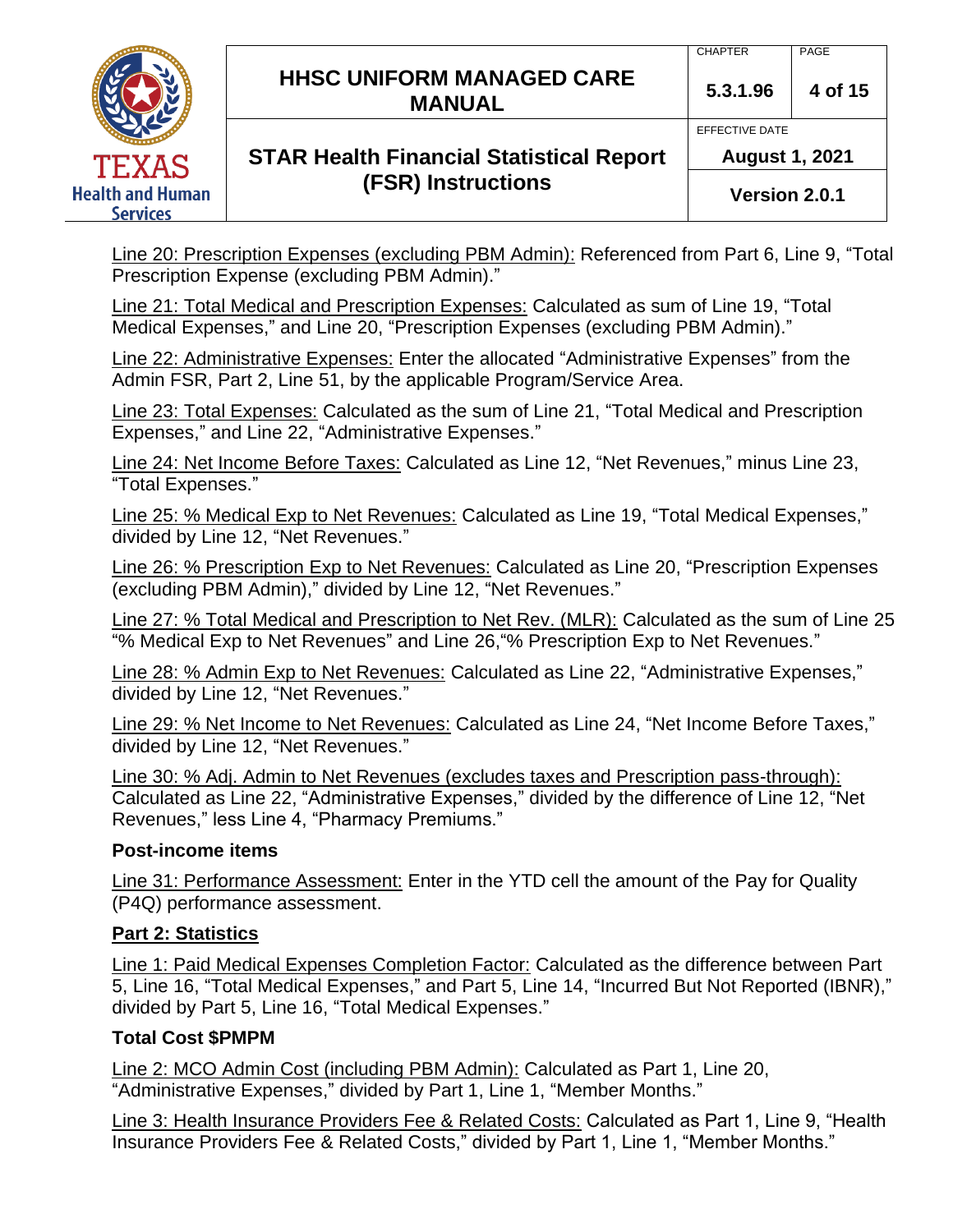Line 20: Prescription Expenses (excluding PBM Admin): Referenced from Part 6, Line 9, "Total Prescription Expense (excluding PBM Admin)."

Line 21: Total Medical and Prescription Expenses: Calculated as sum of Line 19, "Total Medical Expenses," and Line 20, "Prescription Expenses (excluding PBM Admin)."

Line 22: Administrative Expenses: Enter the allocated "Administrative Expenses" from the Admin FSR, Part 2, Line 51, by the applicable Program/Service Area.

Line 23: Total Expenses: Calculated as the sum of Line 21, "Total Medical and Prescription Expenses," and Line 22, "Administrative Expenses."

Line 24: Net Income Before Taxes: Calculated as Line 12, "Net Revenues," minus Line 23, "Total Expenses."

Line 25: % Medical Exp to Net Revenues: Calculated as Line 19, "Total Medical Expenses," divided by Line 12, "Net Revenues."

Line 26: % Prescription Exp to Net Revenues: Calculated as Line 20, "Prescription Expenses (excluding PBM Admin)," divided by Line 12, "Net Revenues."

Line 27: % Total Medical and Prescription to Net Rev. (MLR): Calculated as the sum of Line 25 "% Medical Exp to Net Revenues" and Line 26,"% Prescription Exp to Net Revenues."

Line 28: % Admin Exp to Net Revenues: Calculated as Line 22, "Administrative Expenses," divided by Line 12, "Net Revenues."

Line 29: % Net Income to Net Revenues: Calculated as Line 24, "Net Income Before Taxes," divided by Line 12, "Net Revenues."

Line 30: % Adj. Admin to Net Revenues (excludes taxes and Prescription pass-through): Calculated as Line 22, "Administrative Expenses," divided by the difference of Line 12, "Net Revenues," less Line 4, "Pharmacy Premiums."

**Post-income items**

Line 31: Performance Assessment: Enter in the YTD cell the amount of the Pay for Quality (P4Q) performance assessment.

## Part 2: Statistics

Line 1: Paid Medical Expenses Completion Factor: Calculated as the difference between Part 5, Line 16, "Total Medical Expenses," and Part 5, Line 14, "Incurred But Not Reported (IBNR)," divided by Part 5, Line 16, "Total Medical Expenses."

**Total Cost $PMPM**

Line 2: MCO Admin Cost (including PBM Admin): Calculated as Part 1, Line 20, "Administrative Expenses," divided by Part 1, Line 1, "Member Months."

Line 3: Health Insurance Providers Fee & Related Costs: Calculated as Part 1, Line 9, "Health Insurance Providers Fee & Related Costs," divided by Part 1, Line 1, "Member Months."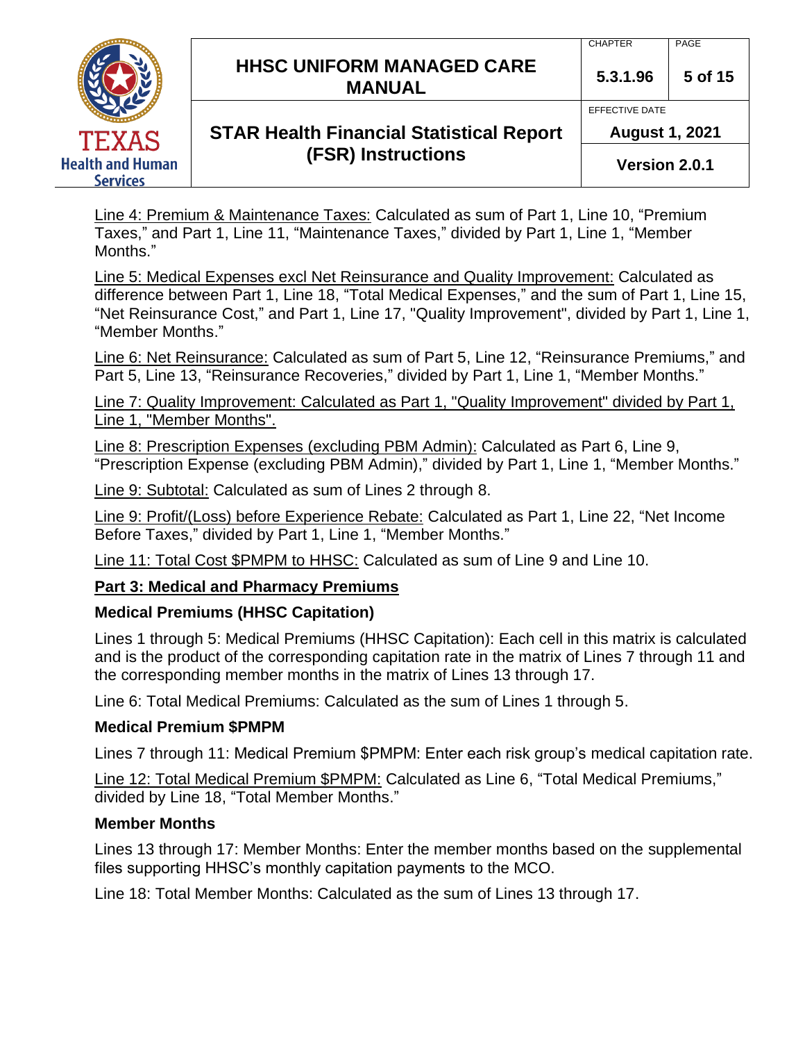Line 4: Premium & Maintenance Taxes: Calculated as sum of Part 1, Line 10, "Premium Taxes," and Part 1, Line 11, "Maintenance Taxes," divided by Part 1, Line 1, "Member Months."

Line 5: Medical Expenses excl Net Reinsurance and Quality Improvement: Calculated as difference between Part 1, Line 18, "Total Medical Expenses," and the sum of Part 1, Line 15, "Net Reinsurance Cost," and Part 1, Line 17, "Quality Improvement", divided by Part 1, Line 1, "Member Months."

Line 6: Net Reinsurance: Calculated as sum of Part 5, Line 12, "Reinsurance Premiums," and Part 5, Line 13, "Reinsurance Recoveries," divided by Part 1, Line 1, "Member Months."

Line 7: Quality Improvement: Calculated as Part 1, "Quality Improvement" divided by Part 1, Line 1, "Member Months".

Line 8: Prescription Expenses (excluding PBM Admin): Calculated as Part 6, Line 9, "Prescription Expense (excluding PBM Admin)," divided by Part 1, Line 1, "Member Months."

Line 9: Subtotal: Calculated as sum of Lines 2 through 8.

Line 9: Profit/(Loss) before Experience Rebate: Calculated as Part 1, Line 22, "Net Income Before Taxes," divided by Part 1, Line 1, "Member Months."

Line 11: Total Cost $PMPM to HHSC: Calculated as sum of Line 9 and Line 10.

## Part 3: Medical and Pharmacy Premiums

**Medical Premiums (HHSC Capitation)**

Lines 1 through 5: Medical Premiums (HHSC Capitation): Each cell in this matrix is calculated and is the product of the corresponding capitation rate in the matrix of Lines 7 through 11 and the corresponding member months in the matrix of Lines 13 through 17.

Line 6: Total Medical Premiums: Calculated as the sum of Lines 1 through 5.

**Medical Premium $PMPM**

Lines 7 through 11: Medical Premium $PMPM: Enter each risk group's medical capitation rate.

Line 12: Total Medical Premium $PMPM: Calculated as Line 6, "Total Medical Premiums," divided by Line 18, "Total Member Months."

**Member Months**

Lines 13 through 17: Member Months: Enter the member months based on the supplemental files supporting HHSC's monthly capitation payments to the MCO.

Line 18: Total Member Months: Calculated as the sum of Lines 13 through 17.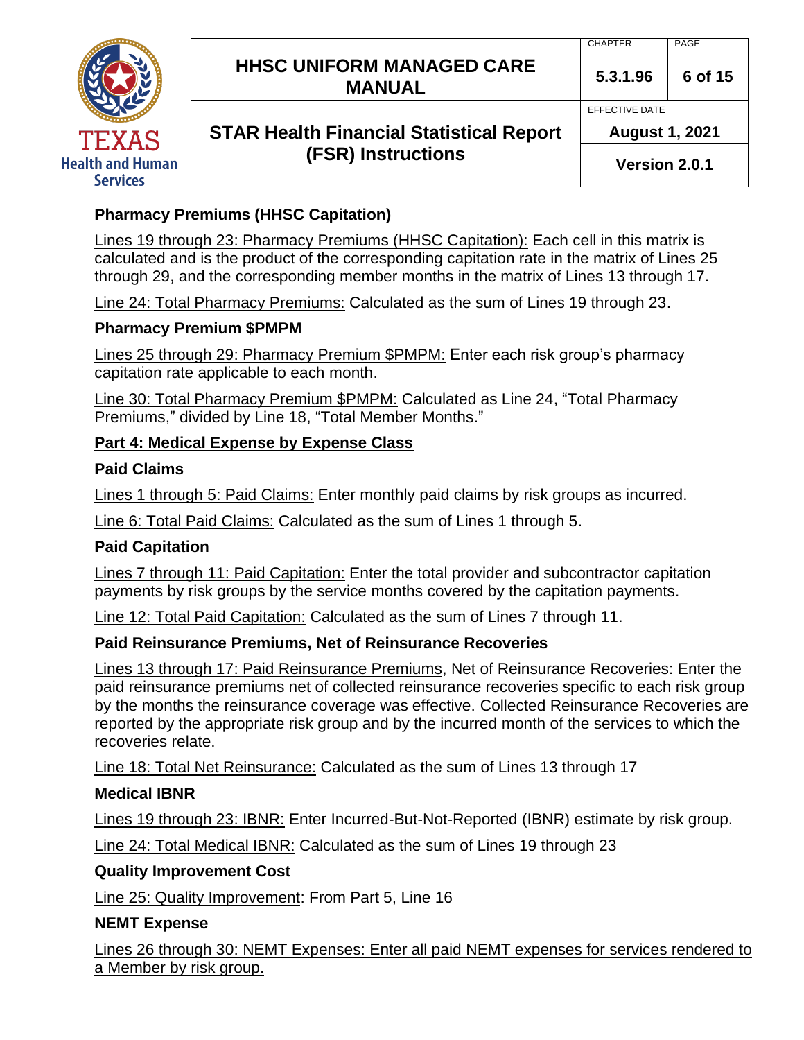**Pharmacy Premiums (HHSC Capitation)**

Lines 19 through 23: Pharmacy Premiums (HHSC Capitation): Each cell in this matrix is calculated and is the product of the corresponding capitation rate in the matrix of Lines 25 through 29, and the corresponding member months in the matrix of Lines 13 through 17.

Line 24: Total Pharmacy Premiums: Calculated as the sum of Lines 19 through 23.

**Pharmacy Premium $PMPM**

Lines 25 through 29: Pharmacy Premium $PMPM: Enter each risk group's pharmacy capitation rate applicable to each month.

Line 30: Total Pharmacy Premium $PMPM: Calculated as Line 24, "Total Pharmacy Premiums," divided by Line 18, "Total Member Months."

**Part 4: Medical Expense by Expense Class**

**Paid Claims**

Lines 1 through 5: Paid Claims: Enter monthly paid claims by risk groups as incurred.

Line 6: Total Paid Claims: Calculated as the sum of Lines 1 through 5.

**Paid Capitation**

Lines 7 through 11: Paid Capitation: Enter the total provider and subcontractor capitation payments by risk groups by the service months covered by the capitation payments.

Line 12: Total Paid Capitation: Calculated as the sum of Lines 7 through 11.

**Paid Reinsurance Premiums, Net of Reinsurance Recoveries**

Lines 13 through 17: Paid Reinsurance Premiums, Net of Reinsurance Recoveries: Enter the paid reinsurance premiums net of collected reinsurance recoveries specific to each risk group by the months the reinsurance coverage was effective. Collected Reinsurance Recoveries are reported by the appropriate risk group and by the incurred month of the services to which the recoveries relate.

Line 18: Total Net Reinsurance: Calculated as the sum of Lines 13 through 17

**Medical IBNR**

Lines 19 through 23: IBNR: Enter Incurred-But-Not-Reported (IBNR) estimate by risk group.

Line 24: Total Medical IBNR: Calculated as the sum of Lines 19 through 23

**Quality Improvement Cost**

Line 25: Quality Improvement: From Part 5, Line 16

**NEMT Expense**

Lines 26 through 30: NEMT Expenses: Enter all paid NEMT expenses for services rendered to a Member by risk group.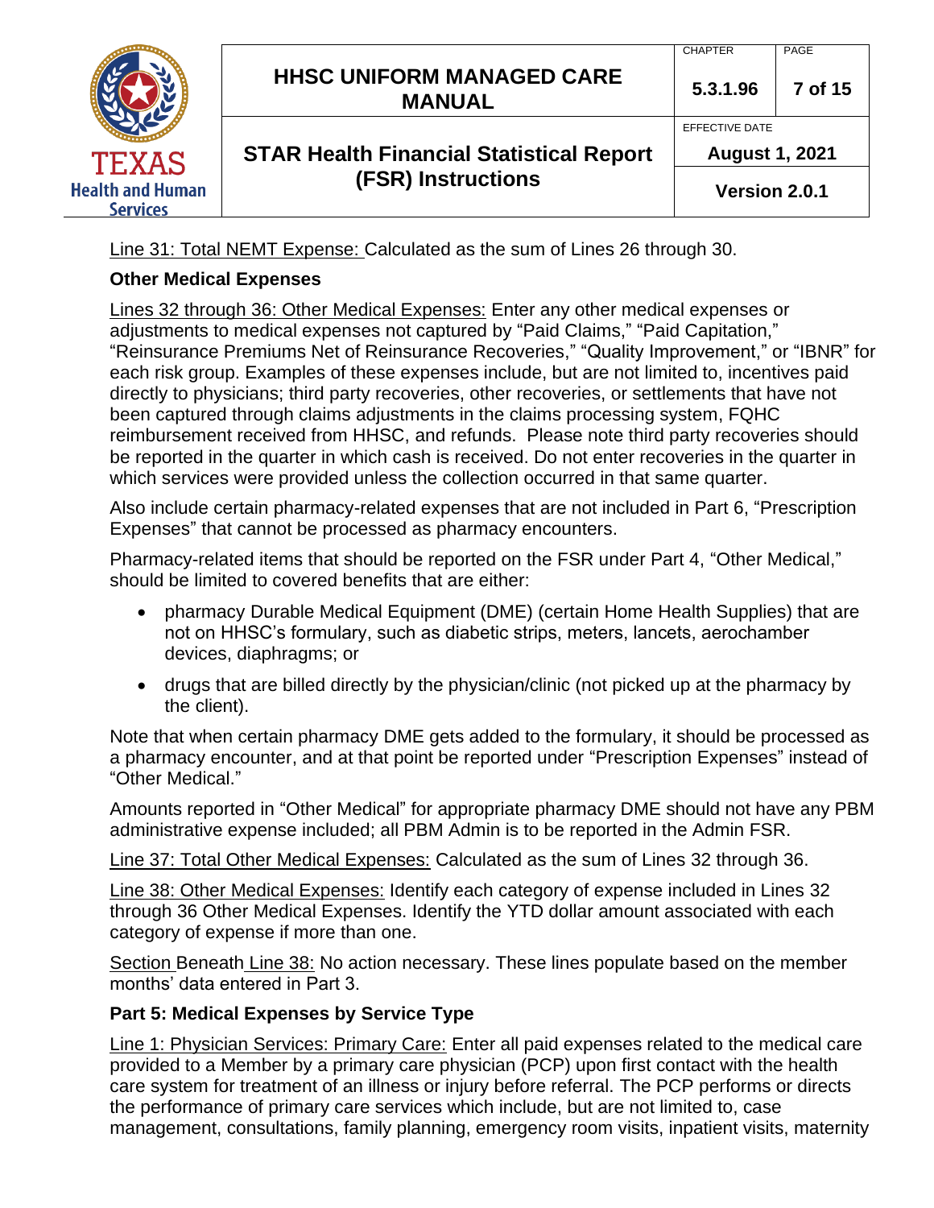Line 31: Total NEMT Expense: Calculated as the sum of Lines 26 through 30.

**Other Medical Expenses**

Lines 32 through 36: Other Medical Expenses: Enter any other medical expenses or adjustments to medical expenses not captured by "Paid Claims," "Paid Capitation," "Reinsurance Premiums Net of Reinsurance Recoveries," "Quality Improvement," or "IBNR" for each risk group. Examples of these expenses include, but are not limited to, incentives paid directly to physicians; third party recoveries, other recoveries, or settlements that have not been captured through claims adjustments in the claims processing system, FQHC reimbursement received from HHSC, and refunds. Please note third party recoveries should be reported in the quarter in which cash is received. Do not enter recoveries in the quarter in which services were provided unless the collection occurred in that same quarter.

Also include certain pharmacy-related expenses that are not included in Part 6, "Prescription Expenses" that cannot be processed as pharmacy encounters.

Pharmacy-related items that should be reported on the FSR under Part 4, "Other Medical," should be limited to covered benefits that are either:

- pharmacy Durable Medical Equipment (DME) (certain Home Health Supplies) that are not on HHSC's formulary, such as diabetic strips, meters, lancets, aerochamber devices, diaphragms; or
- drugs that are billed directly by the physician/clinic (not picked up at the pharmacy by the client).

Note that when certain pharmacy DME gets added to the formulary, it should be processed as a pharmacy encounter, and at that point be reported under "Prescription Expenses" instead of "Other Medical."

Amounts reported in "Other Medical" for appropriate pharmacy DME should not have any PBM administrative expense included; all PBM Admin is to be reported in the Admin FSR.

Line 37: Total Other Medical Expenses: Calculated as the sum of Lines 32 through 36.

Line 38: Other Medical Expenses: Identify each category of expense included in Lines 32 through 36 Other Medical Expenses. Identify the YTD dollar amount associated with each category of expense if more than one.

Section Beneath Line 38: No action necessary. These lines populate based on the member months' data entered in Part 3.

**Part 5: Medical Expenses by Service Type**

Line 1: Physician Services: Primary Care: Enter all paid expenses related to the medical care provided to a Member by a primary care physician (PCP) upon first contact with the health care system for treatment of an illness or injury before referral. The PCP performs or directs the performance of primary care services which include, but are not limited to, case management, consultations, family planning, emergency room visits, inpatient visits, maternity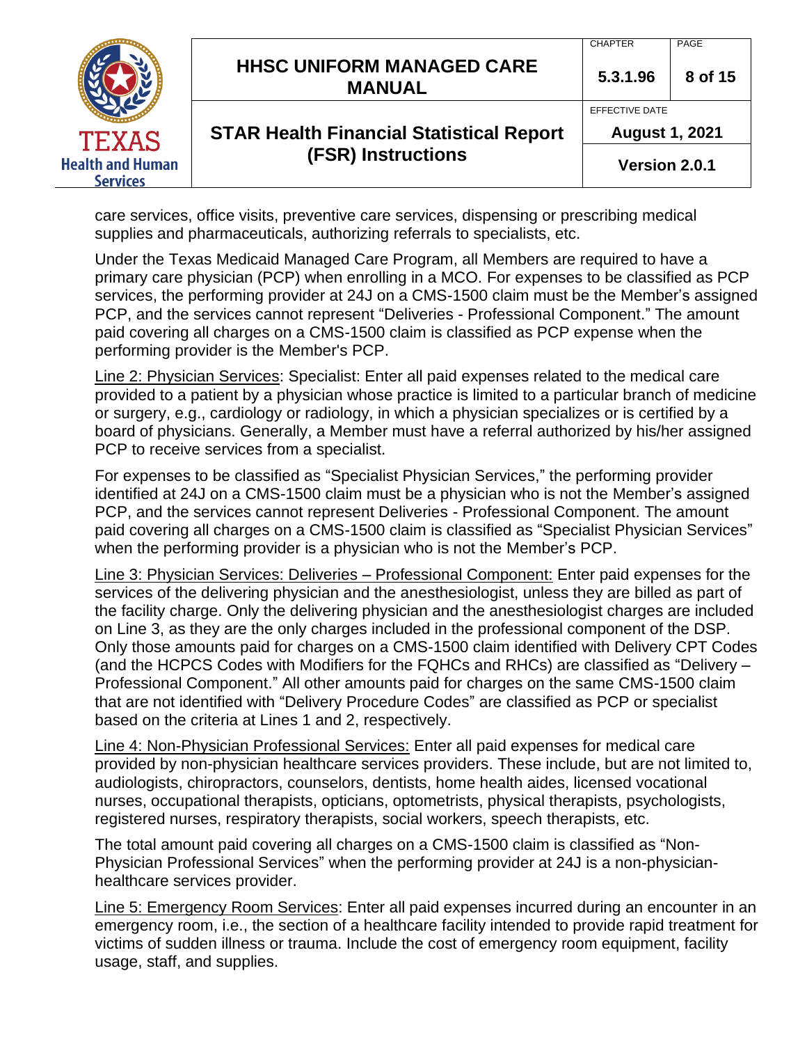care services, office visits, preventive care services, dispensing or prescribing medical supplies and pharmaceuticals, authorizing referrals to specialists, etc.

Under the Texas Medicaid Managed Care Program, all Members are required to have a primary care physician (PCP) when enrolling in a MCO. For expenses to be classified as PCP services, the performing provider at 24J on a CMS-1500 claim must be the Member's assigned PCP, and the services cannot represent "Deliveries - Professional Component." The amount paid covering all charges on a CMS-1500 claim is classified as PCP expense when the performing provider is the Member's PCP.

Line 2: Physician Services: Specialist: Enter all paid expenses related to the medical care provided to a patient by a physician whose practice is limited to a particular branch of medicine or surgery, e.g., cardiology or radiology, in which a physician specializes or is certified by a board of physicians. Generally, a Member must have a referral authorized by his/her assigned PCP to receive services from a specialist.

For expenses to be classified as "Specialist Physician Services," the performing provider identified at 24J on a CMS-1500 claim must be a physician who is not the Member's assigned PCP, and the services cannot represent Deliveries - Professional Component. The amount paid covering all charges on a CMS-1500 claim is classified as "Specialist Physician Services" when the performing provider is a physician who is not the Member's PCP.

Line 3: Physician Services: Deliveries – Professional Component: Enter paid expenses for the services of the delivering physician and the anesthesiologist, unless they are billed as part of the facility charge. Only the delivering physician and the anesthesiologist charges are included on Line 3, as they are the only charges included in the professional component of the DSP. Only those amounts paid for charges on a CMS-1500 claim identified with Delivery CPT Codes (and the HCPCS Codes with Modifiers for the FQHCs and RHCs) are classified as "Delivery – Professional Component." All other amounts paid for charges on the same CMS-1500 claim that are not identified with "Delivery Procedure Codes" are classified as PCP or specialist based on the criteria at Lines 1 and 2, respectively.

Line 4: Non-Physician Professional Services: Enter all paid expenses for medical care provided by non-physician healthcare services providers. These include, but are not limited to, audiologists, chiropractors, counselors, dentists, home health aides, licensed vocational nurses, occupational therapists, opticians, optometrists, physical therapists, psychologists, registered nurses, respiratory therapists, social workers, speech therapists, etc.

The total amount paid covering all charges on a CMS-1500 claim is classified as "Non-Physician Professional Services" when the performing provider at 24J is a non-physician-healthcare services provider.

Line 5: Emergency Room Services: Enter all paid expenses incurred during an encounter in an emergency room, i.e., the section of a healthcare facility intended to provide rapid treatment for victims of sudden illness or trauma. Include the cost of emergency room equipment, facility usage, staff, and supplies.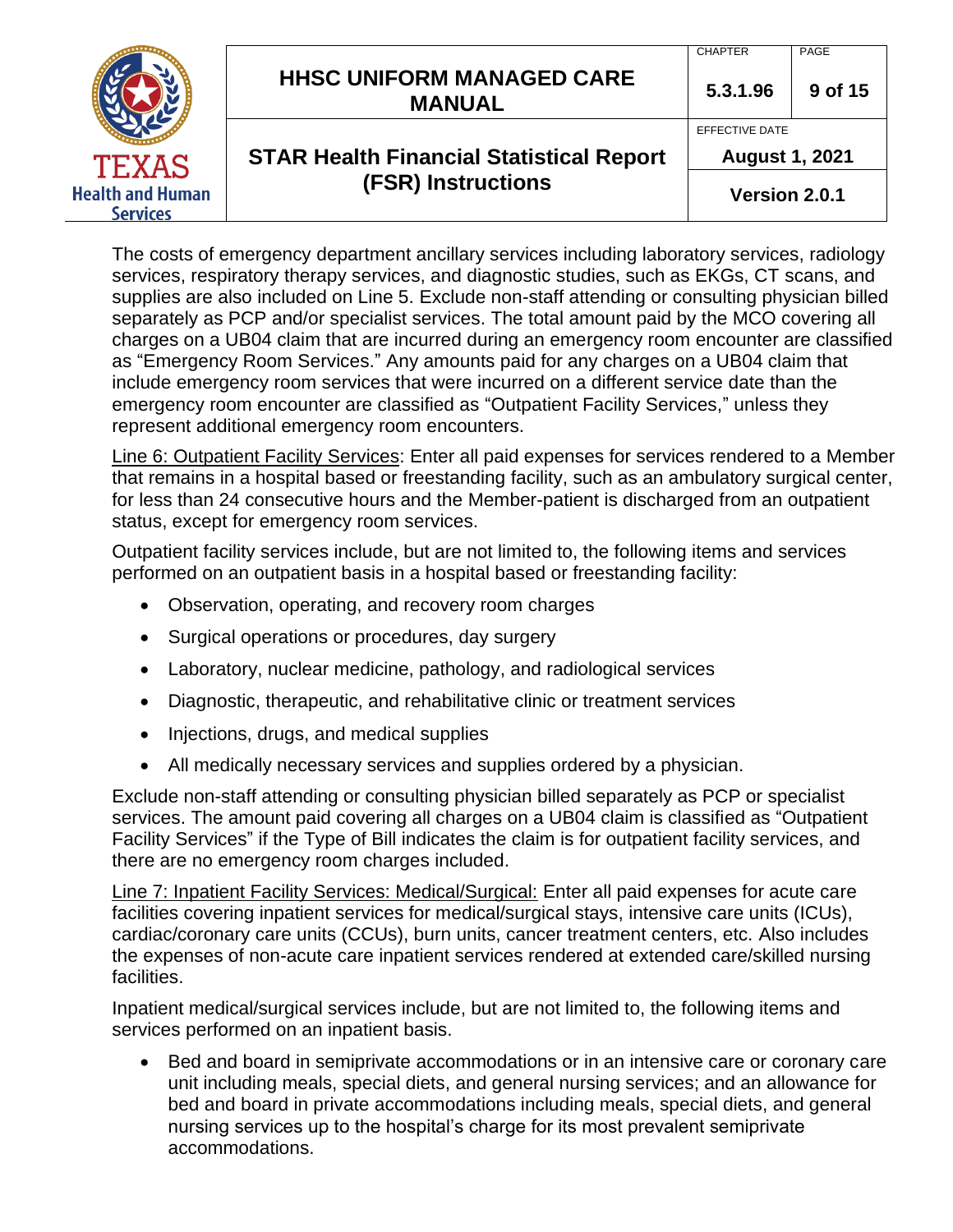The costs of emergency department ancillary services including laboratory services, radiology services, respiratory therapy services, and diagnostic studies, such as EKGs, CT scans, and supplies are also included on Line 5. Exclude non-staff attending or consulting physician billed separately as PCP and/or specialist services. The total amount paid by the MCO covering all charges on a UB04 claim that are incurred during an emergency room encounter are classified as "Emergency Room Services." Any amounts paid for any charges on a UB04 claim that include emergency room services that were incurred on a different service date than the emergency room encounter are classified as "Outpatient Facility Services," unless they represent additional emergency room encounters.

<u>Line 6: Outpatient Facility Services</u>: Enter all paid expenses for services rendered to a Member that remains in a hospital based or freestanding facility, such as an ambulatory surgical center, for less than 24 consecutive hours and the Member-patient is discharged from an outpatient status, except for emergency room services.

Outpatient facility services include, but are not limited to, the following items and services performed on an outpatient basis in a hospital based or freestanding facility:

- Observation, operating, and recovery room charges
- Surgical operations or procedures, day surgery
- Laboratory, nuclear medicine, pathology, and radiological services
- Diagnostic, therapeutic, and rehabilitative clinic or treatment services
- Injections, drugs, and medical supplies
- All medically necessary services and supplies ordered by a physician.

Exclude non-staff attending or consulting physician billed separately as PCP or specialist services. The amount paid covering all charges on a UB04 claim is classified as "Outpatient Facility Services" if the Type of Bill indicates the claim is for outpatient facility services, and there are no emergency room charges included.

<u>Line 7: Inpatient Facility Services: Medical/Surgical:</u> Enter all paid expenses for acute care facilities covering inpatient services for medical/surgical stays, intensive care units (ICUs), cardiac/coronary care units (CCUs), burn units, cancer treatment centers, etc. Also includes the expenses of non-acute care inpatient services rendered at extended care/skilled nursing facilities.

Inpatient medical/surgical services include, but are not limited to, the following items and services performed on an inpatient basis.

- Bed and board in semiprivate accommodations or in an intensive care or coronary care unit including meals, special diets, and general nursing services; and an allowance for bed and board in private accommodations including meals, special diets, and general nursing services up to the hospital's charge for its most prevalent semiprivate accommodations.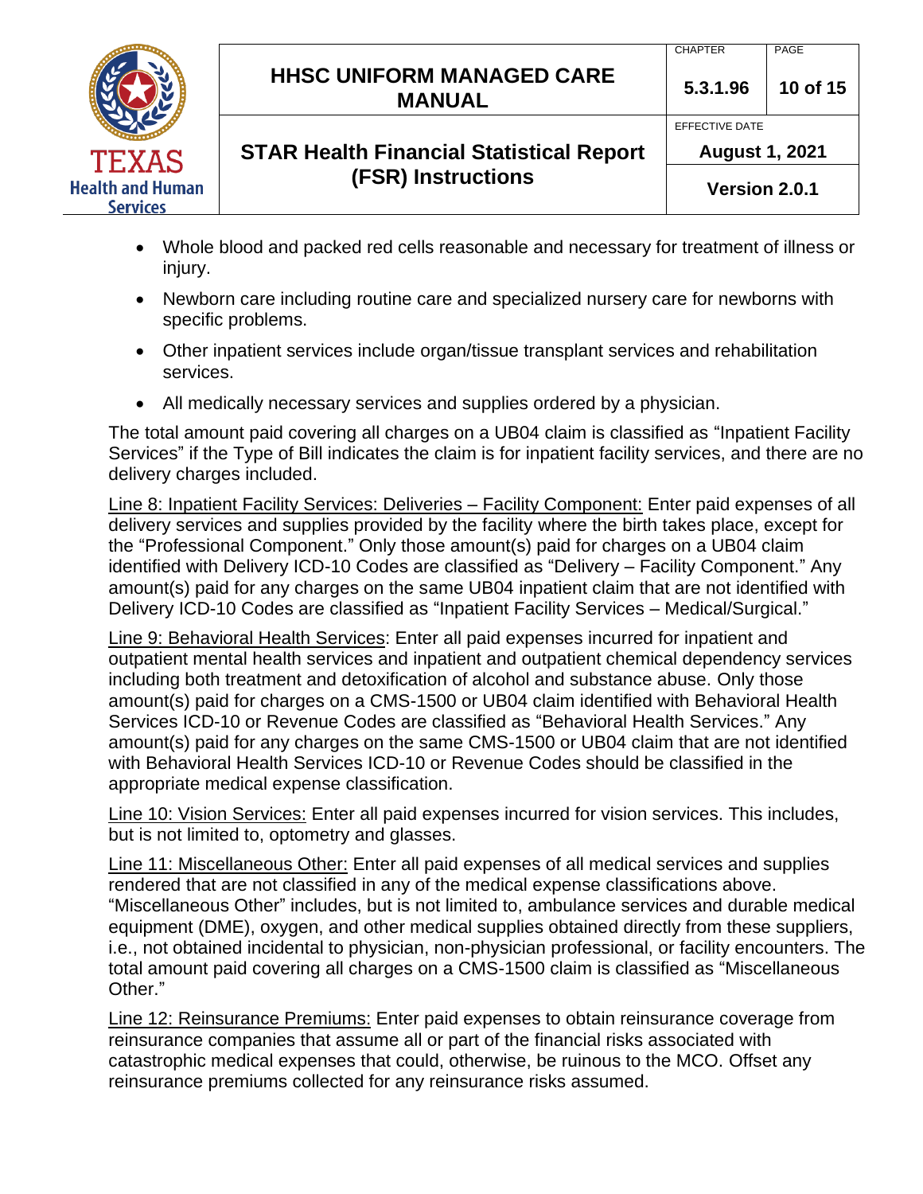- Whole blood and packed red cells reasonable and necessary for treatment of illness or injury.
- Newborn care including routine care and specialized nursery care for newborns with specific problems.
- Other inpatient services include organ/tissue transplant services and rehabilitation services.
- All medically necessary services and supplies ordered by a physician.

The total amount paid covering all charges on a UB04 claim is classified as "Inpatient Facility Services" if the Type of Bill indicates the claim is for inpatient facility services, and there are no delivery charges included.

<u>Line 8: Inpatient Facility Services: Deliveries – Facility Component:</u> Enter paid expenses of all delivery services and supplies provided by the facility where the birth takes place, except for the "Professional Component." Only those amount(s) paid for charges on a UB04 claim identified with Delivery ICD-10 Codes are classified as "Delivery – Facility Component." Any amount(s) paid for any charges on the same UB04 inpatient claim that are not identified with Delivery ICD-10 Codes are classified as "Inpatient Facility Services – Medical/Surgical."

<u>Line 9: Behavioral Health Services</u>: Enter all paid expenses incurred for inpatient and outpatient mental health services and inpatient and outpatient chemical dependency services including both treatment and detoxification of alcohol and substance abuse. Only those amount(s) paid for charges on a CMS-1500 or UB04 claim identified with Behavioral Health Services ICD-10 or Revenue Codes are classified as "Behavioral Health Services." Any amount(s) paid for any charges on the same CMS-1500 or UB04 claim that are not identified with Behavioral Health Services ICD-10 or Revenue Codes should be classified in the appropriate medical expense classification.

<u>Line 10: Vision Services:</u> Enter all paid expenses incurred for vision services. This includes, but is not limited to, optometry and glasses.

<u>Line 11: Miscellaneous Other:</u> Enter all paid expenses of all medical services and supplies rendered that are not classified in any of the medical expense classifications above. "Miscellaneous Other" includes, but is not limited to, ambulance services and durable medical equipment (DME), oxygen, and other medical supplies obtained directly from these suppliers, i.e., not obtained incidental to physician, non-physician professional, or facility encounters. The total amount paid covering all charges on a CMS-1500 claim is classified as "Miscellaneous Other."

<u>Line 12: Reinsurance Premiums:</u> Enter paid expenses to obtain reinsurance coverage from reinsurance companies that assume all or part of the financial risks associated with catastrophic medical expenses that could, otherwise, be ruinous to the MCO. Offset any reinsurance premiums collected for any reinsurance risks assumed.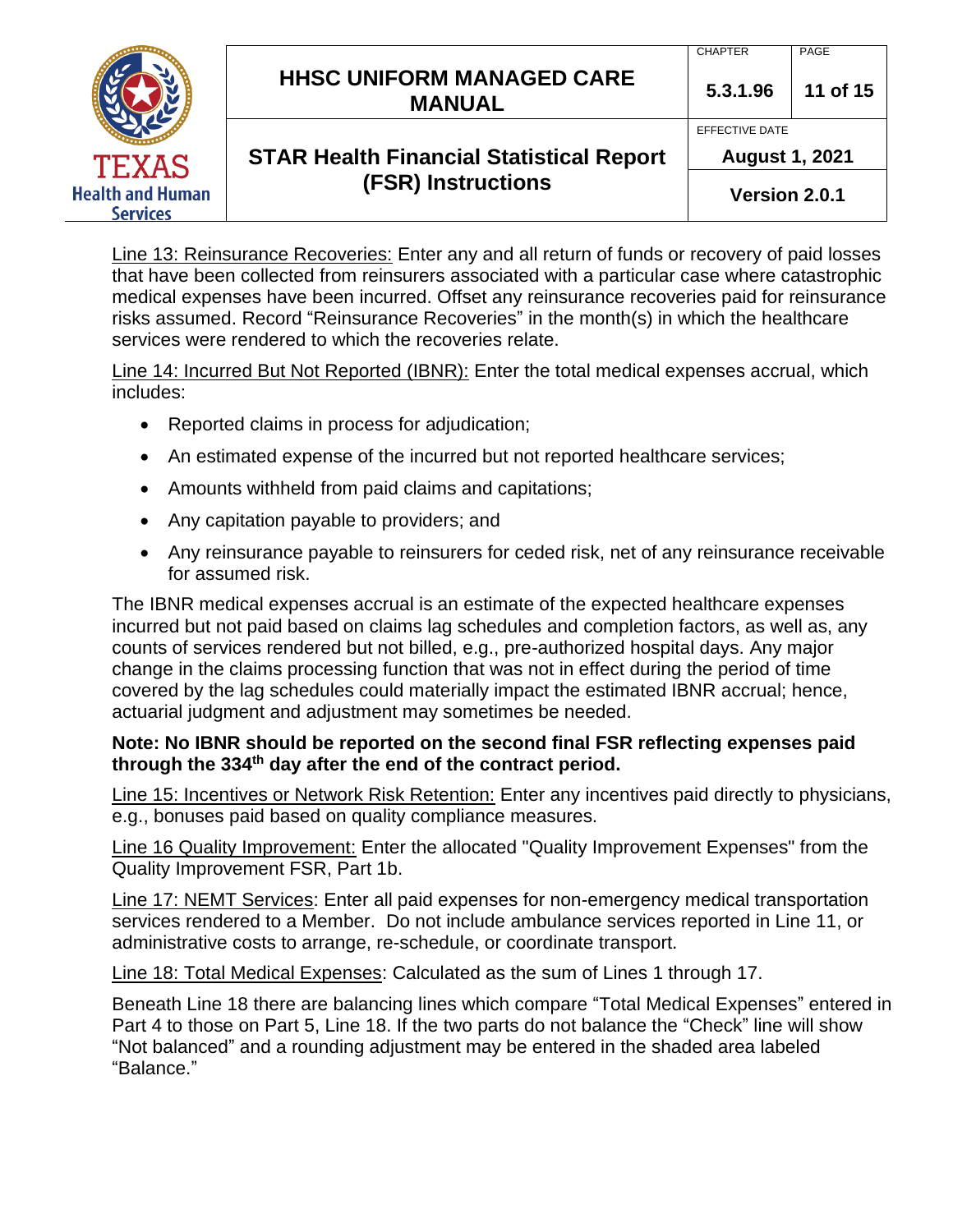Line 13: Reinsurance Recoveries: Enter any and all return of funds or recovery of paid losses that have been collected from reinsurers associated with a particular case where catastrophic medical expenses have been incurred. Offset any reinsurance recoveries paid for reinsurance risks assumed. Record "Reinsurance Recoveries" in the month(s) in which the healthcare services were rendered to which the recoveries relate.

Line 14: Incurred But Not Reported (IBNR): Enter the total medical expenses accrual, which includes:

- Reported claims in process for adjudication;
- An estimated expense of the incurred but not reported healthcare services;
- Amounts withheld from paid claims and capitations;
- Any capitation payable to providers; and
- Any reinsurance payable to reinsurers for ceded risk, net of any reinsurance receivable for assumed risk.

The IBNR medical expenses accrual is an estimate of the expected healthcare expenses incurred but not paid based on claims lag schedules and completion factors, as well as, any counts of services rendered but not billed, e.g., pre-authorized hospital days. Any major change in the claims processing function that was not in effect during the period of time covered by the lag schedules could materially impact the estimated IBNR accrual; hence, actuarial judgment and adjustment may sometimes be needed.

**Note: No IBNR should be reported on the second final FSR reflecting expenses paid through the 334th day after the end of the contract period.**

Line 15: Incentives or Network Risk Retention: Enter any incentives paid directly to physicians, e.g., bonuses paid based on quality compliance measures.

Line 16 Quality Improvement: Enter the allocated "Quality Improvement Expenses" from the Quality Improvement FSR, Part 1b.

Line 17: NEMT Services: Enter all paid expenses for non-emergency medical transportation services rendered to a Member. Do not include ambulance services reported in Line 11, or administrative costs to arrange, re-schedule, or coordinate transport.

Line 18: Total Medical Expenses: Calculated as the sum of Lines 1 through 17.

Beneath Line 18 there are balancing lines which compare "Total Medical Expenses" entered in Part 4 to those on Part 5, Line 18. If the two parts do not balance the "Check" line will show "Not balanced" and a rounding adjustment may be entered in the shaded area labeled "Balance."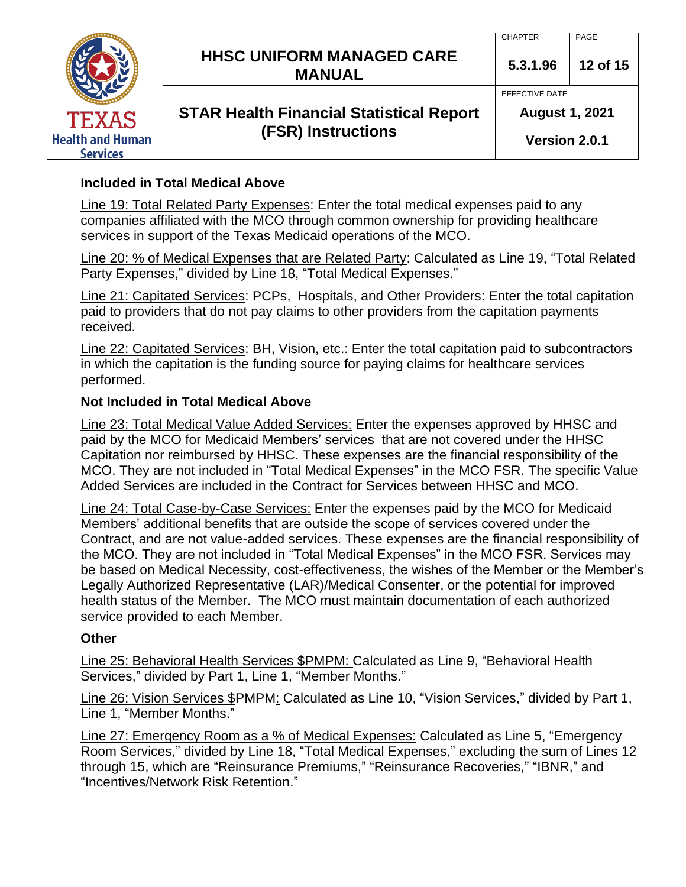### Included in Total Medical Above

Line 19: Total Related Party Expenses: Enter the total medical expenses paid to any companies affiliated with the MCO through common ownership for providing healthcare services in support of the Texas Medicaid operations of the MCO.

Line 20: % of Medical Expenses that are Related Party: Calculated as Line 19, "Total Related Party Expenses," divided by Line 18, "Total Medical Expenses."

Line 21: Capitated Services: PCPs, Hospitals, and Other Providers: Enter the total capitation paid to providers that do not pay claims to other providers from the capitation payments received.

Line 22: Capitated Services: BH, Vision, etc.: Enter the total capitation paid to subcontractors in which the capitation is the funding source for paying claims for healthcare services performed.

### Not Included in Total Medical Above

Line 23: Total Medical Value Added Services: Enter the expenses approved by HHSC and paid by the MCO for Medicaid Members' services that are not covered under the HHSC Capitation nor reimbursed by HHSC. These expenses are the financial responsibility of the MCO. They are not included in "Total Medical Expenses" in the MCO FSR. The specific Value Added Services are included in the Contract for Services between HHSC and MCO.

Line 24: Total Case-by-Case Services: Enter the expenses paid by the MCO for Medicaid Members' additional benefits that are outside the scope of services covered under the Contract, and are not value-added services. These expenses are the financial responsibility of the MCO. They are not included in "Total Medical Expenses" in the MCO FSR. Services may be based on Medical Necessity, cost-effectiveness, the wishes of the Member or the Member's Legally Authorized Representative (LAR)/Medical Consenter, or the potential for improved health status of the Member. The MCO must maintain documentation of each authorized service provided to each Member.

### Other

Line 25: Behavioral Health Services $PMPM: Calculated as Line 9, "Behavioral Health Services," divided by Part 1, Line 1, "Member Months."

Line 26: Vision Services $PMPM: Calculated as Line 10, "Vision Services," divided by Part 1, Line 1, "Member Months."

Line 27: Emergency Room as a % of Medical Expenses: Calculated as Line 5, "Emergency Room Services," divided by Line 18, "Total Medical Expenses," excluding the sum of Lines 12 through 15, which are "Reinsurance Premiums," "Reinsurance Recoveries," "IBNR," and "Incentives/Network Risk Retention."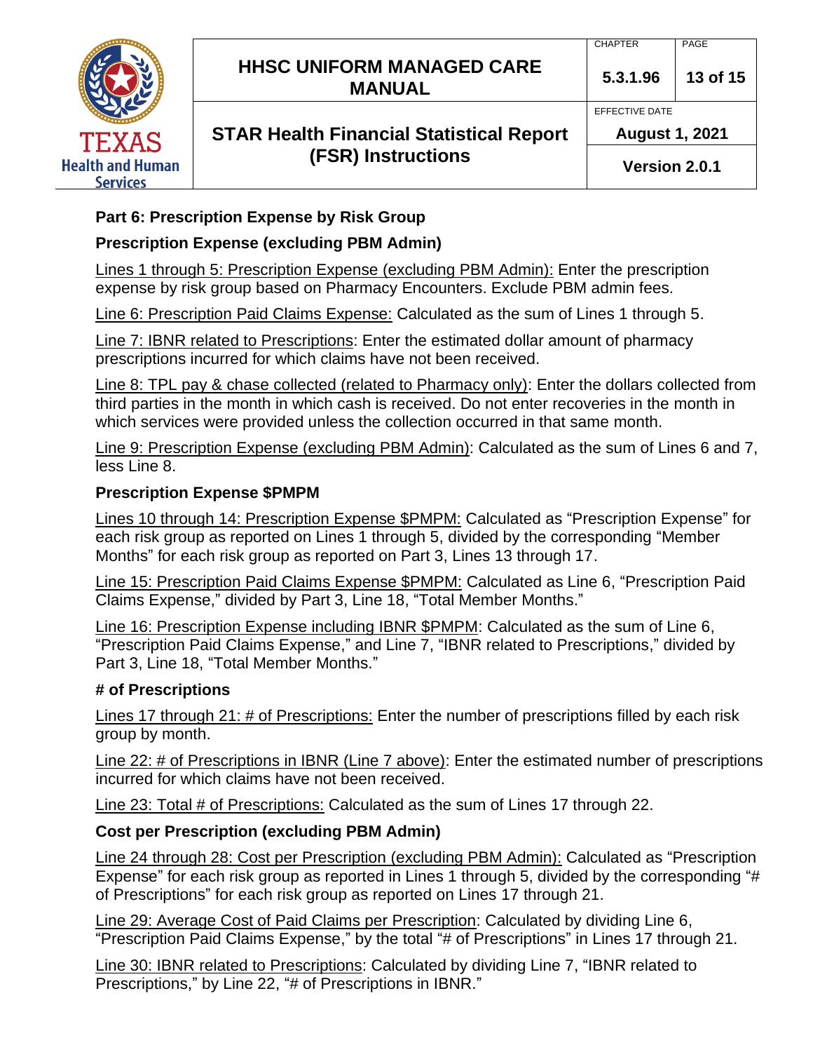**Part 6: Prescription Expense by Risk Group**

**Prescription Expense (excluding PBM Admin)**

Lines 1 through 5: Prescription Expense (excluding PBM Admin): Enter the prescription expense by risk group based on Pharmacy Encounters. Exclude PBM admin fees.

Line 6: Prescription Paid Claims Expense: Calculated as the sum of Lines 1 through 5.

Line 7: IBNR related to Prescriptions: Enter the estimated dollar amount of pharmacy prescriptions incurred for which claims have not been received.

Line 8: TPL pay & chase collected (related to Pharmacy only): Enter the dollars collected from third parties in the month in which cash is received. Do not enter recoveries in the month in which services were provided unless the collection occurred in that same month.

Line 9: Prescription Expense (excluding PBM Admin): Calculated as the sum of Lines 6 and 7, less Line 8.

**Prescription Expense $PMPM**

Lines 10 through 14: Prescription Expense $PMPM: Calculated as "Prescription Expense" for each risk group as reported on Lines 1 through 5, divided by the corresponding "Member Months" for each risk group as reported on Part 3, Lines 13 through 17.

Line 15: Prescription Paid Claims Expense $PMPM: Calculated as Line 6, "Prescription Paid Claims Expense," divided by Part 3, Line 18, "Total Member Months."

Line 16: Prescription Expense including IBNR $PMPM: Calculated as the sum of Line 6, "Prescription Paid Claims Expense," and Line 7, "IBNR related to Prescriptions," divided by Part 3, Line 18, "Total Member Months."

**# of Prescriptions**

Lines 17 through 21: # of Prescriptions: Enter the number of prescriptions filled by each risk group by month.

Line 22: # of Prescriptions in IBNR (Line 7 above): Enter the estimated number of prescriptions incurred for which claims have not been received.

Line 23: Total # of Prescriptions: Calculated as the sum of Lines 17 through 22.

**Cost per Prescription (excluding PBM Admin)**

Line 24 through 28: Cost per Prescription (excluding PBM Admin): Calculated as "Prescription Expense" for each risk group as reported in Lines 1 through 5, divided by the corresponding "# of Prescriptions" for each risk group as reported on Lines 17 through 21.

Line 29: Average Cost of Paid Claims per Prescription: Calculated by dividing Line 6, "Prescription Paid Claims Expense," by the total "# of Prescriptions" in Lines 17 through 21.

Line 30: IBNR related to Prescriptions: Calculated by dividing Line 7, "IBNR related to Prescriptions," by Line 22, "# of Prescriptions in IBNR."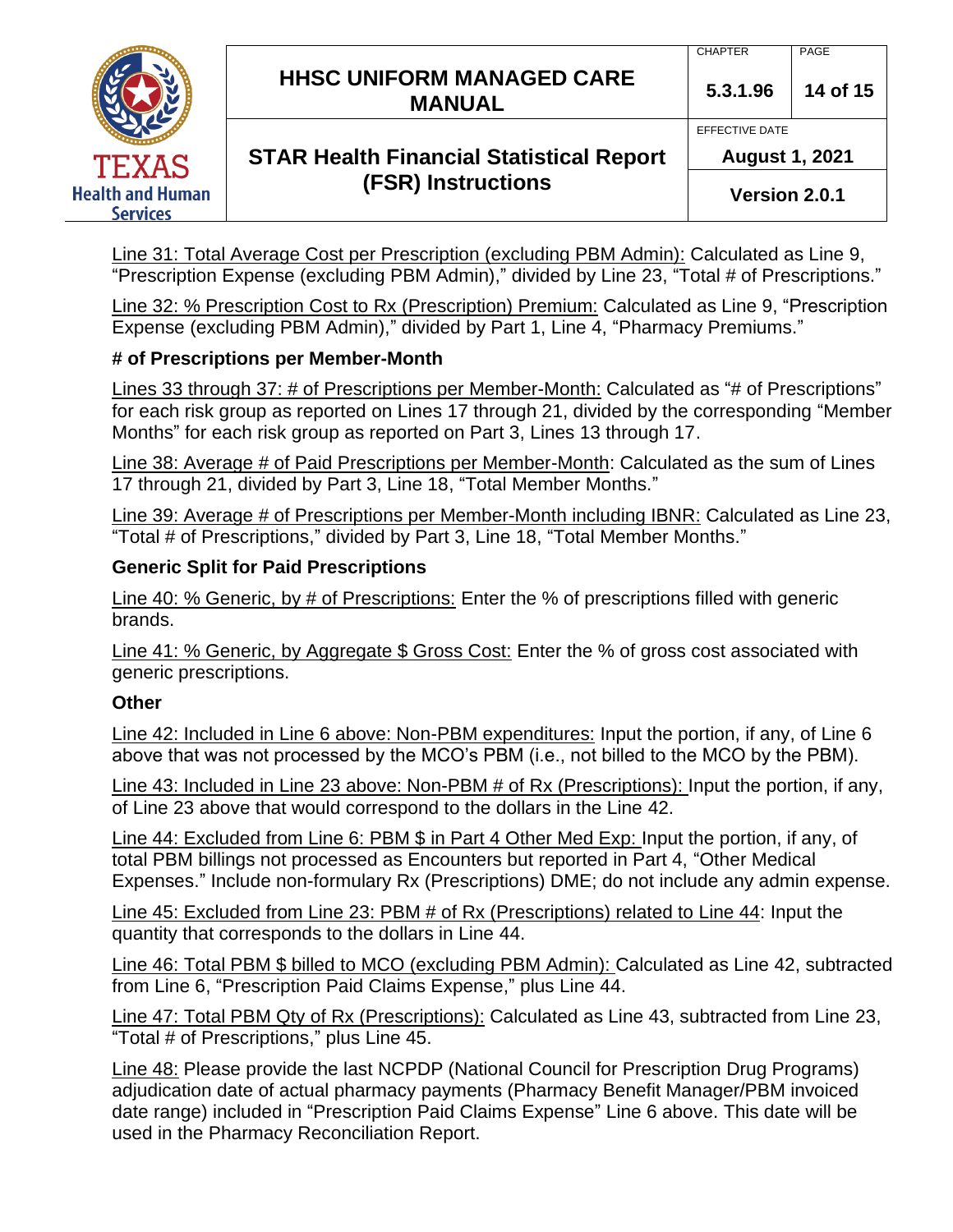Line 31: Total Average Cost per Prescription (excluding PBM Admin): Calculated as Line 9, "Prescription Expense (excluding PBM Admin)," divided by Line 23, "Total # of Prescriptions."

Line 32: % Prescription Cost to Rx (Prescription) Premium: Calculated as Line 9, "Prescription Expense (excluding PBM Admin)," divided by Part 1, Line 4, "Pharmacy Premiums."

**# of Prescriptions per Member-Month**

Lines 33 through 37: # of Prescriptions per Member-Month: Calculated as "# of Prescriptions" for each risk group as reported on Lines 17 through 21, divided by the corresponding "Member Months" for each risk group as reported on Part 3, Lines 13 through 17.

Line 38: Average # of Paid Prescriptions per Member-Month: Calculated as the sum of Lines 17 through 21, divided by Part 3, Line 18, "Total Member Months."

Line 39: Average # of Prescriptions per Member-Month including IBNR: Calculated as Line 23, "Total # of Prescriptions," divided by Part 3, Line 18, "Total Member Months."

**Generic Split for Paid Prescriptions**

Line 40: % Generic, by # of Prescriptions: Enter the % of prescriptions filled with generic brands.

Line 41: % Generic, by Aggregate $ Gross Cost: Enter the % of gross cost associated with generic prescriptions.

**Other**

Line 42: Included in Line 6 above: Non-PBM expenditures: Input the portion, if any, of Line 6 above that was not processed by the MCO's PBM (i.e., not billed to the MCO by the PBM).

Line 43: Included in Line 23 above: Non-PBM # of Rx (Prescriptions): Input the portion, if any, of Line 23 above that would correspond to the dollars in the Line 42.

Line 44: Excluded from Line 6: PBM $ in Part 4 Other Med Exp: Input the portion, if any, of total PBM billings not processed as Encounters but reported in Part 4, "Other Medical Expenses." Include non-formulary Rx (Prescriptions) DME; do not include any admin expense.

Line 45: Excluded from Line 23: PBM # of Rx (Prescriptions) related to Line 44: Input the quantity that corresponds to the dollars in Line 44.

Line 46: Total PBM $ billed to MCO (excluding PBM Admin): Calculated as Line 42, subtracted from Line 6, "Prescription Paid Claims Expense," plus Line 44.

Line 47: Total PBM Qty of Rx (Prescriptions): Calculated as Line 43, subtracted from Line 23, "Total # of Prescriptions," plus Line 45.

Line 48: Please provide the last NCPDP (National Council for Prescription Drug Programs) adjudication date of actual pharmacy payments (Pharmacy Benefit Manager/PBM invoiced date range) included in "Prescription Paid Claims Expense" Line 6 above. This date will be used in the Pharmacy Reconciliation Report.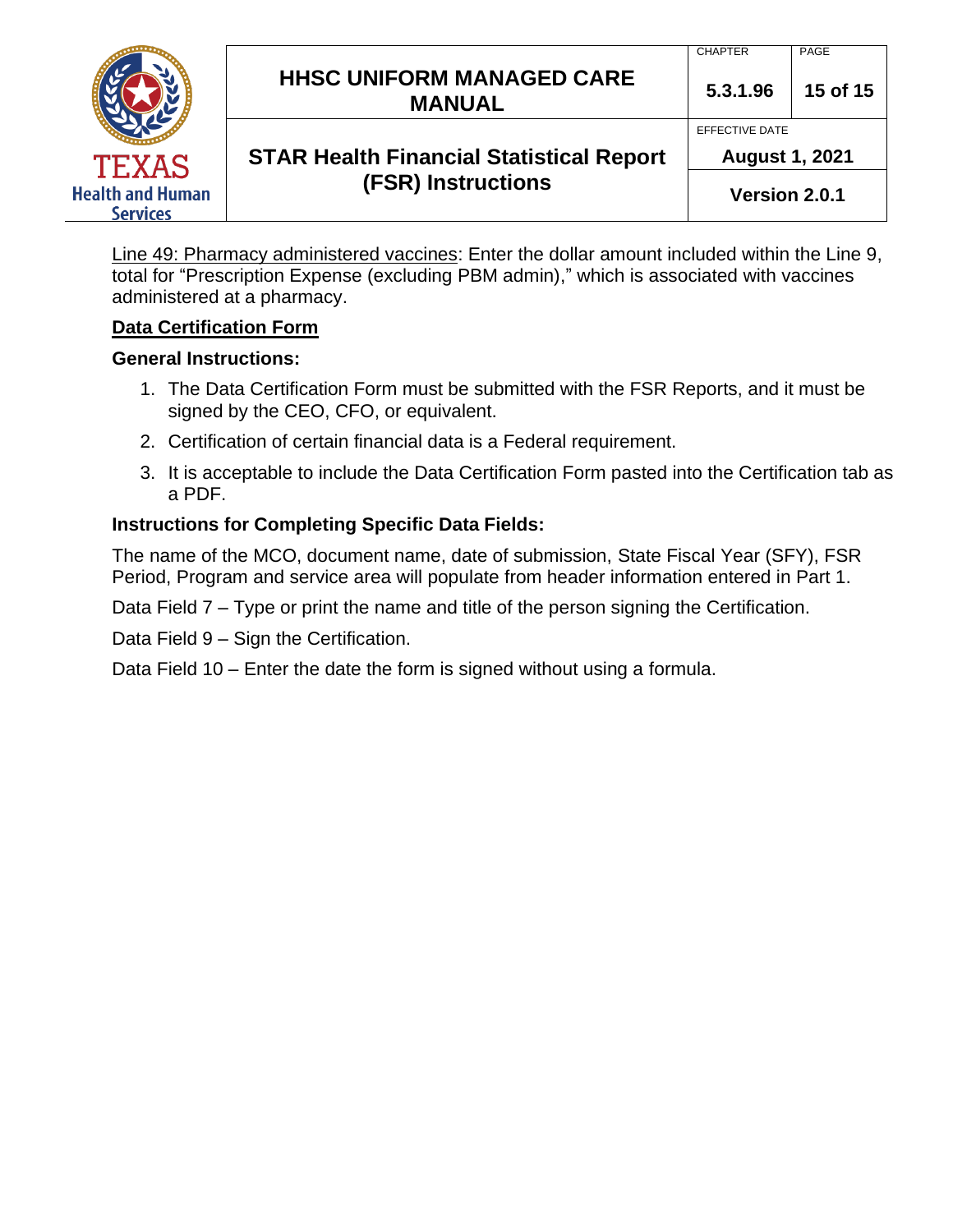Line 49: Pharmacy administered vaccines: Enter the dollar amount included within the Line 9, total for "Prescription Expense (excluding PBM admin)," which is associated with vaccines administered at a pharmacy.

## Data Certification Form

### General Instructions:

1. The Data Certification Form must be submitted with the FSR Reports, and it must be signed by the CEO, CFO, or equivalent.
2. Certification of certain financial data is a Federal requirement.
3. It is acceptable to include the Data Certification Form pasted into the Certification tab as a PDF.

### Instructions for Completing Specific Data Fields:

The name of the MCO, document name, date of submission, State Fiscal Year (SFY), FSR Period, Program and service area will populate from header information entered in Part 1.

Data Field 7 – Type or print the name and title of the person signing the Certification.

Data Field 9 – Sign the Certification.

Data Field 10 – Enter the date the form is signed without using a formula.